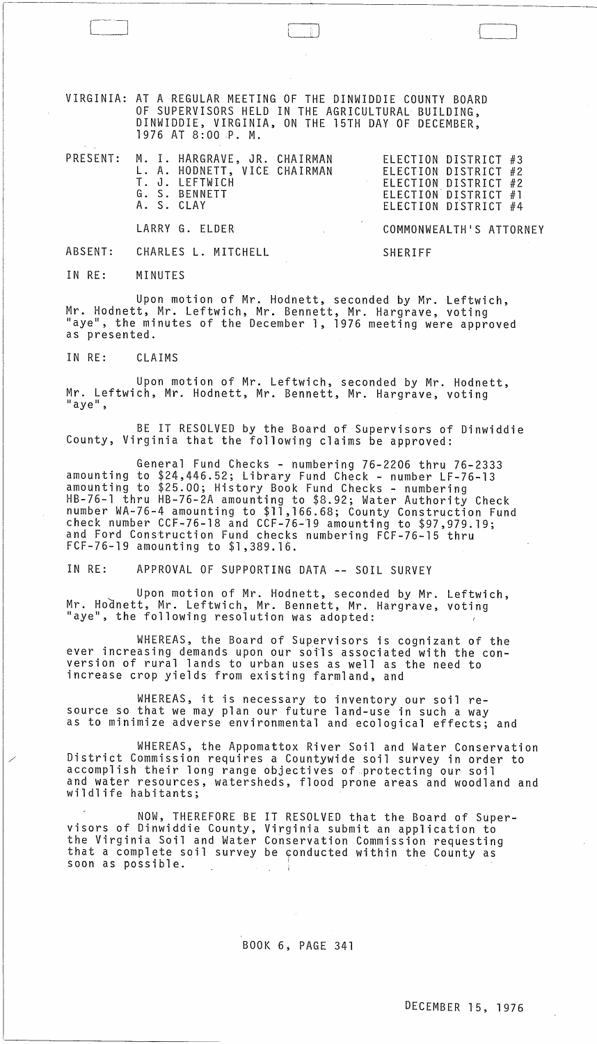VIRGINIA: AT A REGULAR MEETING OF THE DINWIDDIE COUNTY BOARD OF SUPERVISORS HELD IN THE AGRICULTURAL BUILDING, DINWIDDIE, VIRGINIA, ON THE 15TH DAY OF DECEMBER, 1976 AT 8:00 P. M.

| | | |
|---|---|---|
| PRESENT: | M. I. HARGRAVE, JR. CHAIRMAN | ELECTION DISTRICT #3 |
| | L. A. HODNETT, VICE CHAIRMAN | ELECTION DISTRICT #2 |
| | T. J. LEFTWICH | ELECTION DISTRICT #2 |
| | G. S. BENNETT | ELECTION DISTRICT #1 |
| | A. S. CLAY | ELECTION DISTRICT #4 |
| | LARRY G. ELDER | COMMONWEALTH'S ATTORNEY |
| ABSENT: | CHARLES L. MITCHELL | SHERIFF |

IN RE: MINUTES

Upon motion of Mr. Hodnett, seconded by Mr. Leftwich, Mr. Hodnett, Mr. Leftwich, Mr. Bennett, Mr. Hargrave, voting "aye", the minutes of the December 1, 1976 meeting were approved as presented.

IN RE: CLAIMS

Upon motion of Mr. Leftwich, seconded by Mr. Hodnett, Mr. Leftwich, Mr. Hodnett, Mr. Bennett, Mr. Hargrave, voting "aye",

BE IT RESOLVED by the Board of Supervisors of Dinwiddie County, Virginia that the following claims be approved:

General Fund Checks - numbering 76-2206 thru 76-2333 amounting to $24,446.52; Library Fund Check - number LF-76-13 amounting to $25.00; History Book Fund Checks - numbering HB-76-1 thru HB-76-2A amounting to $8.92; Water Authority Check number WA-76-4 amounting to $11,166.68; County Construction Fund check number CCF-76-18 and CCF-76-19 amounting to $97,979.19; and Ford Construction Fund checks numbering FCF-76-15 thru FCF-76-19 amounting to $1,389.16.

IN RE: APPROVAL OF SUPPORTING DATA -- SOIL SURVEY

Upon motion of Mr. Hodnett, seconded by Mr. Leftwich, Mr. Hodnett, Mr. Leftwich, Mr. Bennett, Mr. Hargrave, voting "aye", the following resolution was adopted:

WHEREAS, the Board of Supervisors is cognizant of the ever increasing demands upon our soils associated with the conversion of rural lands to urban uses as well as the need to increase crop yields from existing farmland, and

WHEREAS, it is necessary to inventory our soil resource so that we may plan our future land-use in such a way as to minimize adverse environmental and ecological effects; and

WHEREAS, the Appomattox River Soil and Water Conservation District Commission requires a Countywide soil survey in order to accomplish their long range objectives of protecting our soil and water resources, watersheds, flood prone areas and woodland and wildlife habitants;

NOW, THEREFORE BE IT RESOLVED that the Board of Supervisors of Dinwiddie County, Virginia submit an application to the Virginia Soil and Water Conservation Commission requesting that a complete soil survey be conducted within the County as soon as possible.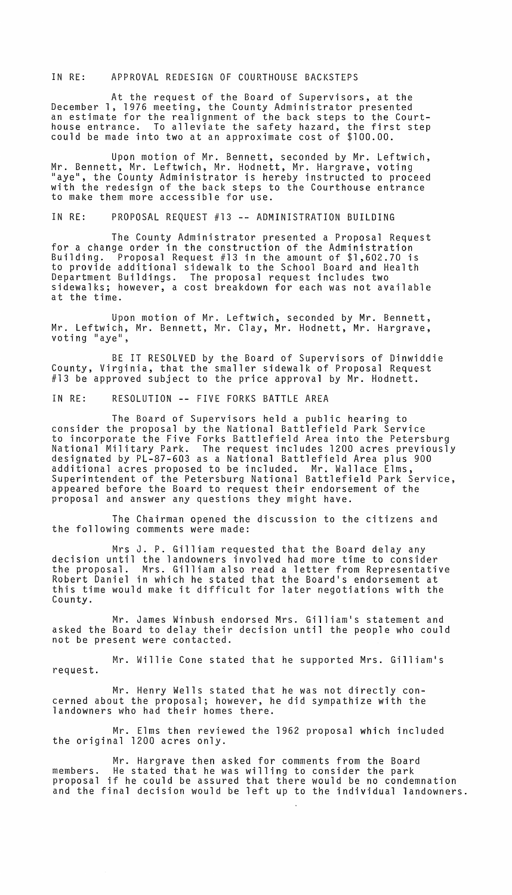IN RE: APPROVAL REDESIGN OF COURTHOUSE BACKSTEPS

At the request of the Board of Supervisors, at the December 1, 1976 meeting, the County Administrator presented an estimate for the realignment of the back steps to the Courthouse entrance. To alleviate the safety hazard, the first step could be made into two at an approximate cost of $100.00.

Upon motion of Mr. Bennett, seconded by Mr. Leftwich, Mr. Bennett, Mr. Leftwich, Mr. Hodnett, Mr. Hargrave, voting "aye", the County Administrator is hereby instructed to proceed with the redesign of the back steps to the Courthouse entrance to make them more accessible for use.

IN RE: PROPOSAL REQUEST #13 -- ADMINISTRATION BUILDING

The County Administrator presented a Proposal Request for a change order in the construction of the Administration Building. Proposal Request #13 in the amount of $1,602.70 is to provide additional sidewalk to the School Board and Health Department Buildings. The proposal request includes two sidewalks; however, a cost breakdown for each was not available at the time.

Upon motion of Mr. Leftwich, seconded by Mr. Bennett, Mr. Leftwich, Mr. Bennett, Mr. Clay, Mr. Hodnett, Mr. Hargrave, voting "aye",

BE IT RESOLVED by the Board of Supervisors of Dinwiddie County, Virginia, that the smaller sidewalk of Proposal Request #13 be approved subject to the price approval by Mr. Hodnett.

IN RE: RESOLUTION -- FIVE FORKS BATTLE AREA

The Board of Supervisors held a public hearing to consider the proposal by the National Battlefield Park Service to incorporate the Five Forks Battlefield Area into the Petersburg National Military Park. The request includes 1200 acres previously designated by PL-87-603 as a National Battlefield Area plus 900 additional acres proposed to be included. Mr. Wallace Elms, Superintendent of the Petersburg National Battlefield Park Service, appeared before the Board to request their endorsement of the proposal and answer any questions they might have.

The Chairman opened the discussion to the citizens and the following comments were made:

Mrs J. P. Gilliam requested that the Board delay any decision until the landowners involved had more time to consider the proposal. Mrs. Gilliam also read a letter from Representative Robert Daniel in which he stated that the Board's endorsement at this time would make it difficult for later negotiations with the County.

Mr. James Winbush endorsed Mrs. Gilliam's statement and asked the Board to delay their decision until the people who could not be present were contacted.

Mr. Willie Cone stated that he supported Mrs. Gilliam's request.

Mr. Henry Wells stated that he was not directly concerned about the proposal; however, he did sympathize with the landowners who had their homes there.

Mr. Elms then reviewed the 1962 proposal which included the original 1200 acres only.

Mr. Hargrave then asked for comments from the Board members. He stated that he was willing to consider the park proposal if he could be assured that there would be no condemnation and the final decision would be left up to the individual landowners.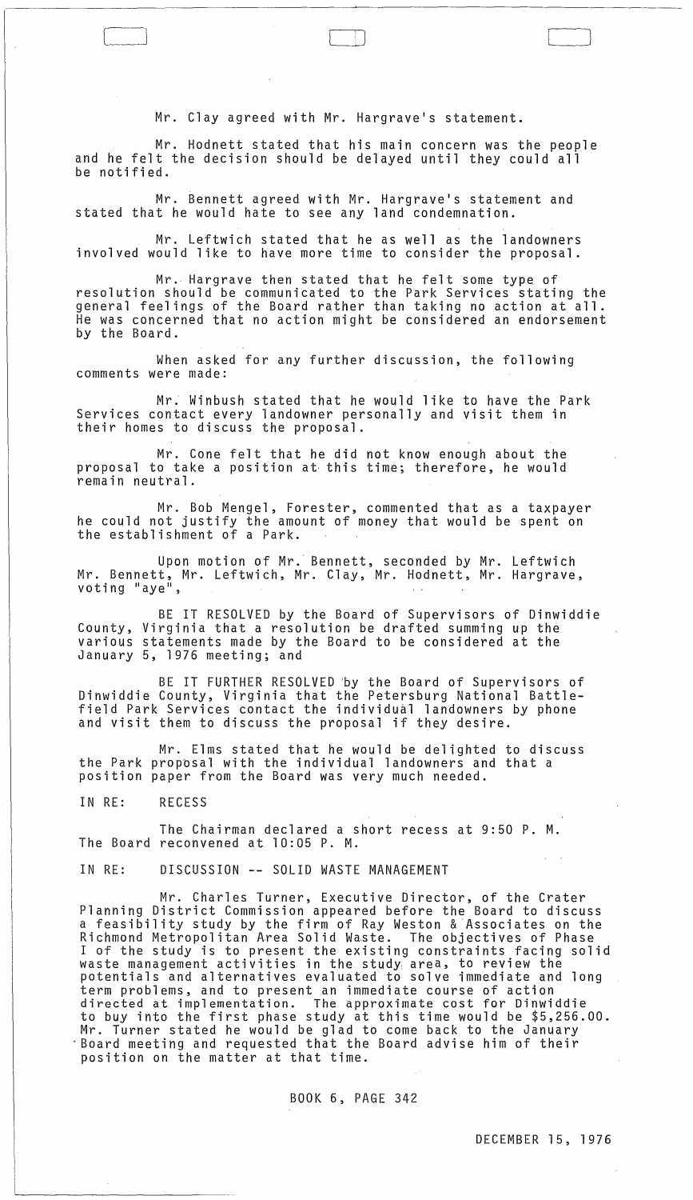Mr. Clay agreed with Mr. Hargrave's statement.

Mr. Hodnett stated that his main concern was the people and he felt the decision should be delayed until they could all be notified.

Mr. Bennett agreed with Mr. Hargrave's statement and stated that he would hate to see any land condemnation.

Mr. Leftwich stated that he as well as the landowners involved would like to have more time to consider the proposal.

Mr. Hargrave then stated that he felt some type of resolution should be communicated to the Park Services stating the general feelings of the Board rather than taking no action at all. He was concerned that no action might be considered an endorsement by the Board.

When asked for any further discussion, the following comments were made:

Mr. Winbush stated that he would like to have the Park Services contact every landowner personally and visit them in their homes to discuss the proposal.

Mr. Cone felt that he did not know enough about the proposal to take a position at this time; therefore, he would remain neutral.

Mr. Bob Mengel, Forester, commented that as a taxpayer he could not justify the amount of money that would be spent on the establishment of a Park.

Upon motion of Mr. Bennett, seconded by Mr. Leftwich Mr. Bennett, Mr. Leftwich, Mr. Clay, Mr. Hodnett, Mr. Hargrave, voting "aye",

BE IT RESOLVED by the Board of Supervisors of Dinwiddie County, Virginia that a resolution be drafted summing up the various statements made by the Board to be considered at the January 5, 1976 meeting; and

BE IT FURTHER RESOLVED by the Board of Supervisors of Dinwiddie County, Virginia that the Petersburg National Battlefield Park Services contact the individual landowners by phone and visit them to discuss the proposal if they desire.

Mr. Elms stated that he would be delighted to discuss the Park proposal with the individual landowners and that a position paper from the Board was very much needed.

IN RE: RECESS

The Chairman declared a short recess at 9:50 P. M. The Board reconvened at 10:05 P. M.

IN RE: DISCUSSION -- SOLID WASTE MANAGEMENT

Mr. Charles Turner, Executive Director, of the Crater Planning District Commission appeared before the Board to discuss a feasibility study by the firm of Ray Weston & Associates on the Richmond Metropolitan Area Solid Waste. The objectives of Phase I of the study is to present the existing constraints facing solid waste management activities in the study area, to review the potentials and alternatives evaluated to solve immediate and long term problems, and to present an immediate course of action directed at implementation. The approximate cost for Dinwiddie to buy into the first phase study at this time would be $5,256.00. Mr. Turner stated he would be glad to come back to the January Board meeting and requested that the Board advise him of their position on the matter at that time.

BOOK 6, PAGE 342

DECEMBER 15, 1976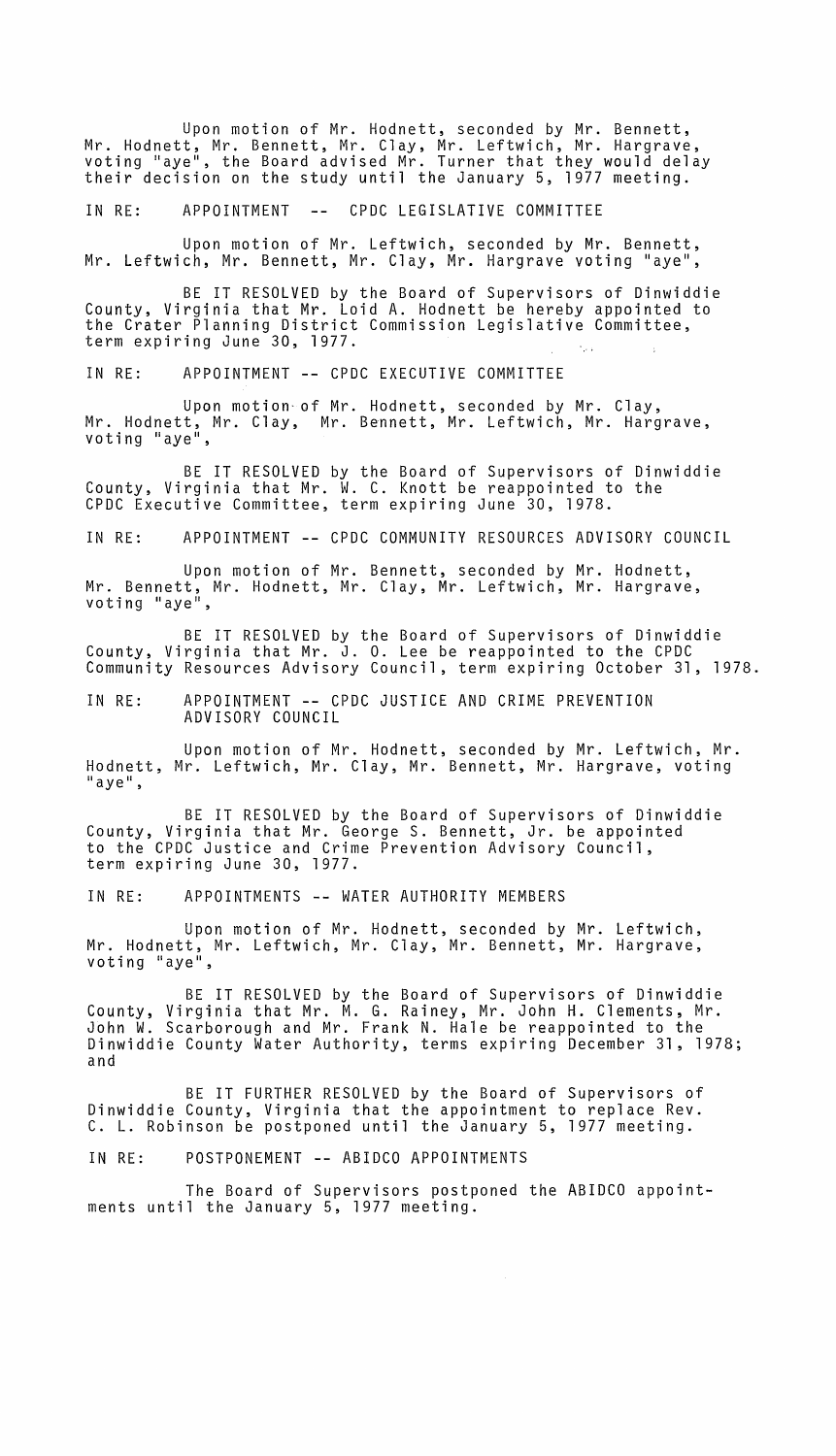Upon motion of Mr. Hodnett, seconded by Mr. Bennett, Mr. Hodnett, Mr. Bennett, Mr. Clay, Mr. Leftwich, Mr. Hargrave, voting "aye", the Board advised Mr. Turner that they would delay their decision on the study until the January 5, 1977 meeting.

IN RE: APPOINTMENT -- CPDC LEGISLATIVE COMMITTEE

Upon motion of Mr. Leftwich, seconded by Mr. Bennett, Mr. Leftwich, Mr. Bennett, Mr. Clay, Mr. Hargrave voting "aye",

BE IT RESOLVED by the Board of Supervisors of Dinwiddie County, Virginia that Mr. Loid A. Hodnett be hereby appointed to the Crater Planning District Commission Legislative Committee, term expiring June 30, 1977.

IN RE: APPOINTMENT -- CPDC EXECUTIVE COMMITTEE

Upon motion of Mr. Hodnett, seconded by Mr. Clay, Mr. Hodnett, Mr. Clay, Mr. Bennett, Mr. Leftwich, Mr. Hargrave, voting "aye",

BE IT RESOLVED by the Board of Supervisors of Dinwiddie County, Virginia that Mr. W. C. Knott be reappointed to the CPDC Executive Committee, term expiring June 30, 1978.

IN RE: APPOINTMENT -- CPDC COMMUNITY RESOURCES ADVISORY COUNCIL

Upon motion of Mr. Bennett, seconded by Mr. Hodnett, Mr. Bennett, Mr. Hodnett, Mr. Clay, Mr. Leftwich, Mr. Hargrave, voting "aye",

BE IT RESOLVED by the Board of Supervisors of Dinwiddie County, Virginia that Mr. J. O. Lee be reappointed to the CPDC Community Resources Advisory Council, term expiring October 31, 1978.

IN RE: APPOINTMENT -- CPDC JUSTICE AND CRIME PREVENTION ADVISORY COUNCIL

Upon motion of Mr. Hodnett, seconded by Mr. Leftwich, Mr. Hodnett, Mr. Leftwich, Mr. Clay, Mr. Bennett, Mr. Hargrave, voting "aye",

BE IT RESOLVED by the Board of Supervisors of Dinwiddie County, Virginia that Mr. George S. Bennett, Jr. be appointed to the CPDC Justice and Crime Prevention Advisory Council, term expiring June 30, 1977.

IN RE: APPOINTMENTS -- WATER AUTHORITY MEMBERS

Upon motion of Mr. Hodnett, seconded by Mr. Leftwich, Mr. Hodnett, Mr. Leftwich, Mr. Clay, Mr. Bennett, Mr. Hargrave, voting "aye",

BE IT RESOLVED by the Board of Supervisors of Dinwiddie County, Virginia that Mr. M. G. Rainey, Mr. John H. Clements, Mr. John W. Scarborough and Mr. Frank N. Hale be reappointed to the Dinwiddie County Water Authority, terms expiring December 31, 1978; and

BE IT FURTHER RESOLVED by the Board of Supervisors of Dinwiddie County, Virginia that the appointment to replace Rev. C. L. Robinson be postponed until the January 5, 1977 meeting.

IN RE: POSTPONEMENT -- ABIDCO APPOINTMENTS

The Board of Supervisors postponed the ABIDCO appointments until the January 5, 1977 meeting.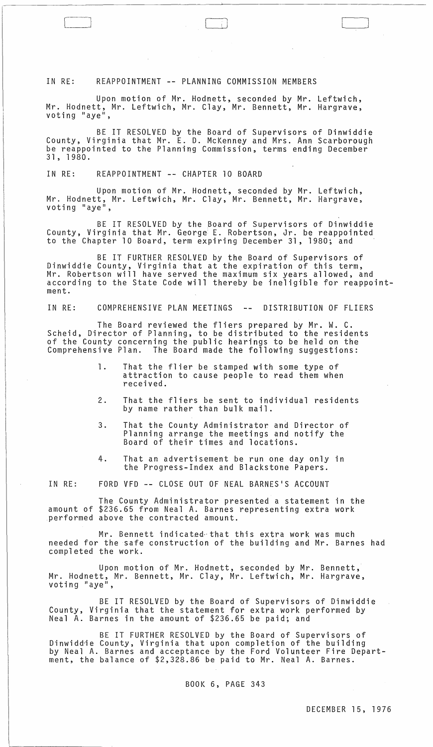IN RE: REAPPOINTMENT -- PLANNING COMMISSION MEMBERS

Upon motion of Mr. Hodnett, seconded by Mr. Leftwich, Mr. Hodnett, Mr. Leftwich, Mr. Clay, Mr. Bennett, Mr. Hargrave, voting "aye",

BE IT RESOLVED by the Board of Supervisors of Dinwiddie County, Virginia that Mr. E. D. McKenney and Mrs. Ann Scarborough be reappointed to the Planning Commission, terms ending December 31, 1980.

IN RE: REAPPOINTMENT -- CHAPTER 10 BOARD

Upon motion of Mr. Hodnett, seconded by Mr. Leftwich, Mr. Hodnett, Mr. Leftwich, Mr. Clay, Mr. Bennett, Mr. Hargrave, voting "aye",

BE IT RESOLVED by the Board of Supervisors of Dinwiddie County, Virginia that Mr. George E. Robertson, Jr. be reappointed to the Chapter 10 Board, term expiring December 31, 1980; and

BE IT FURTHER RESOLVED by the Board of Supervisors of Dinwiddie County, Virginia that at the expiration of this term, Mr. Robertson will have served the maximum six years allowed, and according to the State Code will thereby be ineligible for reappointment.

IN RE: COMPREHENSIVE PLAN MEETINGS -- DISTRIBUTION OF FLIERS

The Board reviewed the fliers prepared by Mr. W. C. Scheid, Director of Planning, to be distributed to the residents of the County concerning the public hearings to be held on the Comprehensive Plan. The Board made the following suggestions:

1. That the flier be stamped with some type of attraction to cause people to read them when received.
2. That the fliers be sent to individual residents by name rather than bulk mail.
3. That the County Administrator and Director of Planning arrange the meetings and notify the Board of their times and locations.
4. That an advertisement be run one day only in the Progress-Index and Blackstone Papers.

IN RE: FORD VFD -- CLOSE OUT OF NEAL BARNES'S ACCOUNT

The County Administrator presented a statement in the amount of $236.65 from Neal A. Barnes representing extra work performed above the contracted amount.

Mr. Bennett indicated that this extra work was much needed for the safe construction of the building and Mr. Barnes had completed the work.

Upon motion of Mr. Hodnett, seconded by Mr. Bennett, Mr. Hodnett, Mr. Bennett, Mr. Clay, Mr. Leftwich, Mr. Hargrave, voting "aye",

BE IT RESOLVED by the Board of Supervisors of Dinwiddie County, Virginia that the statement for extra work performed by Neal A. Barnes in the amount of $236.65 be paid; and

BE IT FURTHER RESOLVED by the Board of Supervisors of Dinwiddie County, Virginia that upon completion of the building by Neal A. Barnes and acceptance by the Ford Volunteer Fire Department, the balance of $2,328.86 be paid to Mr. Neal A. Barnes.

BOOK 6, PAGE 343

DECEMBER 15, 1976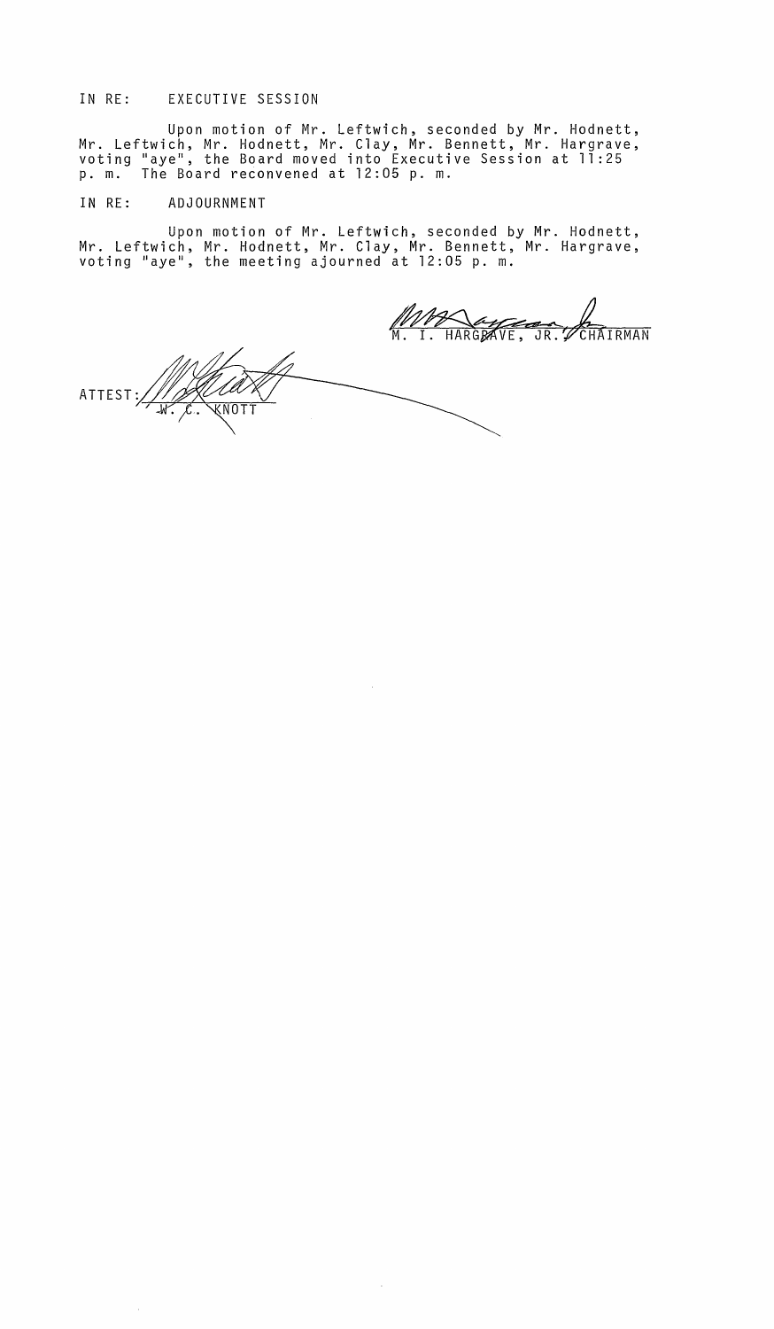IN RE: EXECUTIVE SESSION

Upon motion of Mr. Leftwich, seconded by Mr. Hodnett, Mr. Leftwich, Mr. Hodnett, Mr. Clay, Mr. Bennett, Mr. Hargrave, voting "aye", the Board moved into Executive Session at 11:25 p. m. The Board reconvened at 12:05 p. m.

IN RE: ADJOURNMENT

Upon motion of Mr. Leftwich, seconded by Mr. Hodnett, Mr. Leftwich, Mr. Hodnett, Mr. Clay, Mr. Bennett, Mr. Hargrave, voting "aye", the meeting ajourned at 12:05 p. m.

M. I. HARGRAVE, JR., CHAIRMAN

ATTEST: W. C. KNOTT